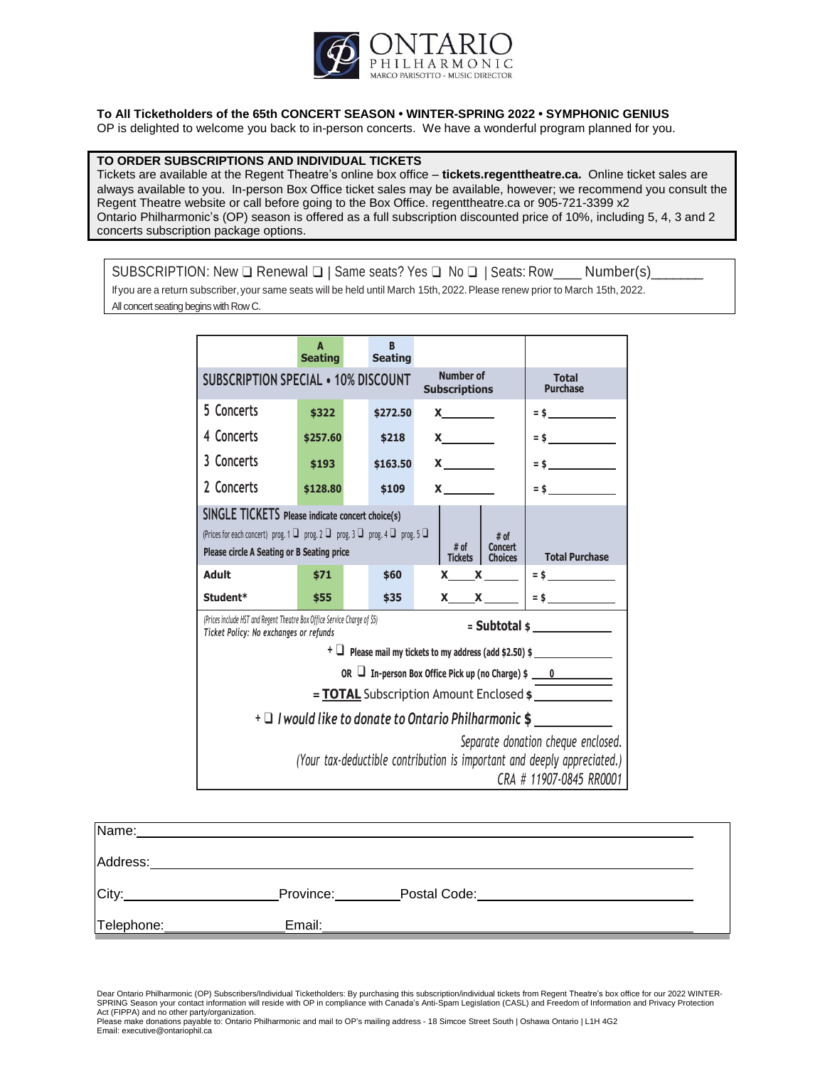# ONTARIO PHILHARMONIC

MARCO PARISOTTO - MUSIC DIRECTOR

**To All Ticketholders of the 65th CONCERT SEASON • WINTER-SPRING 2022 • SYMPHONIC GENIUS**

OP is delighted to welcome you back to in-person concerts. We have a wonderful program planned for you.

**TO ORDER SUBSCRIPTIONS AND INDIVIDUAL TICKETS**

Tickets are available at the Regent Theatre's online box office – **tickets.regenttheatre.ca.** Online ticket sales are always available to you. In-person Box Office ticket sales may be available, however; we recommend you consult the Regent Theatre website or call before going to the Box Office. regenttheatre.ca or 905-721-3399 x2

Ontario Philharmonic's (OP) season is offered as a full subscription discounted price of 10%, including 5, 4, 3 and 2 concerts subscription package options.

SUBSCRIPTION: New ❑ Renewal ❑ | Same seats? Yes ❑ No ❑ | Seats: Row____ Number(s)_______

If you are a return subscriber, your same seats will be held until March 15th, 2022. Please renew prior to March 15th, 2022.

All concert seating begins with Row C.

| | A Seating | B Seating | | | |
|---|---|---|---|---|---|
| **SUBSCRIPTION SPECIAL • 10% DISCOUNT** | | | **Number of Subscriptions** | | **Total Purchase** |
| 5 Concerts | **$322** | **$272.50** | X________ | | = $__________ |
| 4 Concerts | **$257.60** | **$218** | X________ | | = $__________ |
| 3 Concerts | **$193** | **$163.50** | X________ | | = $__________ |
| 2 Concerts | **$128.80** | **$109** | X________ | | = $__________ |
| **SINGLE TICKETS** Please indicate concert choice(s) (Prices for each concert) prog. 1 ❑ prog. 2 ❑ prog. 3 ❑ prog. 4 ❑ prog. 5 ❑ **Please circle A Seating or B Seating price** | | | **# of Tickets** | **# of Concert Choices** | **Total Purchase** |
| **Adult** | **$71** | **$60** | X____ | X_____ | = $__________ |
| **Student*** | **$55** | **$35** | X____ | X_____ | = $__________ |

*(Prices include HST and Regent Theatre Box Office Service Charge of $5)*
*Ticket Policy: No exchanges or refunds*

**= Subtotal $** ____________

+ ❑ **Please mail my tickets to my address (add $2.50) $** ____________

**OR** ❑ **In-person Box Office Pick up (no Charge) $** 0

= **TOTAL** Subscription Amount Enclosed **$** ____________

+ ❑ *I would like to donate to Ontario Philharmonic* **$** ____________

*Separate donation cheque enclosed.*
*(Your tax-deductible contribution is important and deeply appreciated.)*
*CRA # 11907-0845 RR0001*

Name: ______________________________________________

Address: ____________________________________________

City: ____________________ Province: ________ Postal Code: ____________________

Telephone: ______________ Email: ____________________________________

Dear Ontario Philharmonic (OP) Subscribers/Individual Ticketholders: By purchasing this subscription/individual tickets from Regent Theatre's box office for our 2022 WINTER-SPRING Season your contact information will reside with OP in compliance with Canada's Anti-Spam Legislation (CASL) and Freedom of Information and Privacy Protection Act (FIPPA) and no other party/organization.

Please make donations payable to: Ontario Philharmonic and mail to OP's mailing address - 18 Simcoe Street South | Oshawa Ontario | L1H 4G2

Email: executive@ontariophil.ca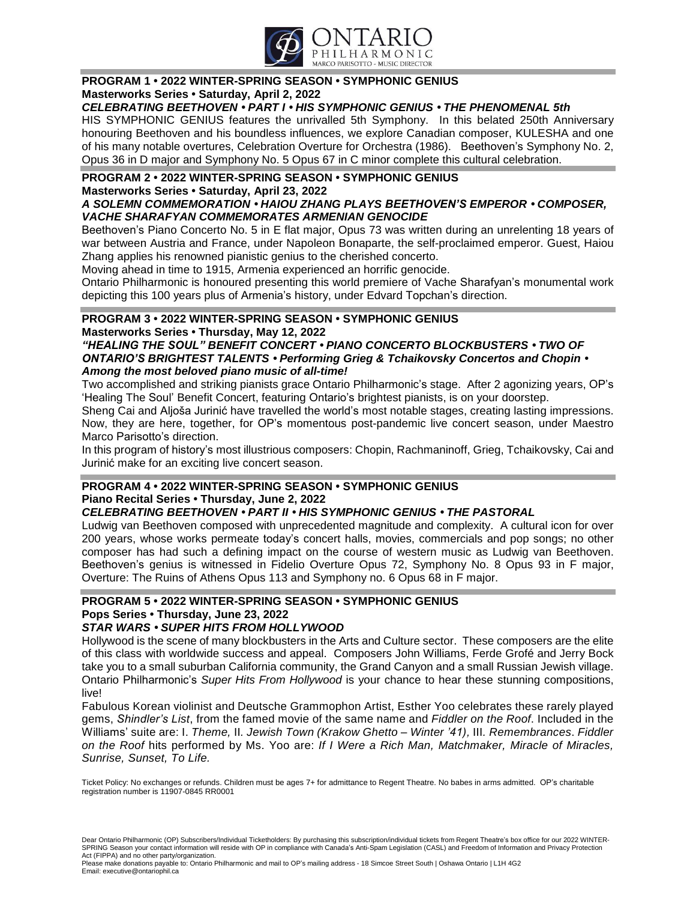ONTARIO PHILHARMONIC
MARCO PARISOTTO - MUSIC DIRECTOR

## PROGRAM 1 • 2022 WINTER-SPRING SEASON • SYMPHONIC GENIUS

**Masterworks Series • Saturday, April 2, 2022**

***CELEBRATING BEETHOVEN • PART I • HIS SYMPHONIC GENIUS • THE PHENOMENAL 5th***

HIS SYMPHONIC GENIUS features the unrivalled 5th Symphony. In this belated 250th Anniversary honouring Beethoven and his boundless influences, we explore Canadian composer, KULESHA and one of his many notable overtures, Celebration Overture for Orchestra (1986). Beethoven's Symphony No. 2, Opus 36 in D major and Symphony No. 5 Opus 67 in C minor complete this cultural celebration.

## PROGRAM 2 • 2022 WINTER-SPRING SEASON • SYMPHONIC GENIUS

**Masterworks Series • Saturday, April 23, 2022**

***A SOLEMN COMMEMORATION • HAIOU ZHANG PLAYS BEETHOVEN'S EMPEROR • COMPOSER, VACHE SHARAFYAN COMMEMORATES ARMENIAN GENOCIDE***

Beethoven's Piano Concerto No. 5 in E flat major, Opus 73 was written during an unrelenting 18 years of war between Austria and France, under Napoleon Bonaparte, the self-proclaimed emperor. Guest, Haiou Zhang applies his renowned pianistic genius to the cherished concerto.

Moving ahead in time to 1915, Armenia experienced an horrific genocide.

Ontario Philharmonic is honoured presenting this world premiere of Vache Sharafyan's monumental work depicting this 100 years plus of Armenia's history, under Edvard Topchan's direction.

## PROGRAM 3 • 2022 WINTER-SPRING SEASON • SYMPHONIC GENIUS

**Masterworks Series • Thursday, May 12, 2022**

***"HEALING THE SOUL" BENEFIT CONCERT • PIANO CONCERTO BLOCKBUSTERS • TWO OF ONTARIO'S BRIGHTEST TALENTS • Performing Grieg & Tchaikovsky Concertos and Chopin • Among the most beloved piano music of all-time!***

Two accomplished and striking pianists grace Ontario Philharmonic's stage. After 2 agonizing years, OP's 'Healing The Soul' Benefit Concert, featuring Ontario's brightest pianists, is on your doorstep.

Sheng Cai and Aljoša Jurinić have travelled the world's most notable stages, creating lasting impressions. Now, they are here, together, for OP's momentous post-pandemic live concert season, under Maestro Marco Parisotto's direction.

In this program of history's most illustrious composers: Chopin, Rachmaninoff, Grieg, Tchaikovsky, Cai and Jurinić make for an exciting live concert season.

## PROGRAM 4 • 2022 WINTER-SPRING SEASON • SYMPHONIC GENIUS

**Piano Recital Series • Thursday, June 2, 2022**

***CELEBRATING BEETHOVEN • PART II • HIS SYMPHONIC GENIUS • THE PASTORAL***

Ludwig van Beethoven composed with unprecedented magnitude and complexity. A cultural icon for over 200 years, whose works permeate today's concert halls, movies, commercials and pop songs; no other composer has had such a defining impact on the course of western music as Ludwig van Beethoven. Beethoven's genius is witnessed in Fidelio Overture Opus 72, Symphony No. 8 Opus 93 in F major, Overture: The Ruins of Athens Opus 113 and Symphony no. 6 Opus 68 in F major.

## PROGRAM 5 • 2022 WINTER-SPRING SEASON • SYMPHONIC GENIUS

**Pops Series • Thursday, June 23, 2022**

***STAR WARS • SUPER HITS FROM HOLLYWOOD***

Hollywood is the scene of many blockbusters in the Arts and Culture sector. These composers are the elite of this class with worldwide success and appeal. Composers John Williams, Ferde Grofé and Jerry Bock take you to a small suburban California community, the Grand Canyon and a small Russian Jewish village. Ontario Philharmonic's *Super Hits From Hollywood* is your chance to hear these stunning compositions, live!

Fabulous Korean violinist and Deutsche Grammophon Artist, Esther Yoo celebrates these rarely played gems, *Shindler's List*, from the famed movie of the same name and *Fiddler on the Roof*. Included in the Williams' suite are: I. *Theme,* II. *Jewish Town (Krakow Ghetto – Winter '41),* III. *Remembrances*. *Fiddler on the Roof* hits performed by Ms. Yoo are: *If I Were a Rich Man, Matchmaker, Miracle of Miracles, Sunrise, Sunset, To Life.*

Ticket Policy: No exchanges or refunds. Children must be ages 7+ for admittance to Regent Theatre. No babes in arms admitted. OP's charitable registration number is 11907-0845 RR0001

Dear Ontario Philharmonic (OP) Subscribers/Individual Ticketholders: By purchasing this subscription/individual tickets from Regent Theatre's box office for our 2022 WINTER-SPRING Season your contact information will reside with OP in compliance with Canada's Anti-Spam Legislation (CASL) and Freedom of Information and Privacy Protection Act (FIPPA) and no other party/organization.
Please make donations payable to: Ontario Philharmonic and mail to OP's mailing address - 18 Simcoe Street South | Oshawa Ontario | L1H 4G2
Email: executive@ontariophil.ca